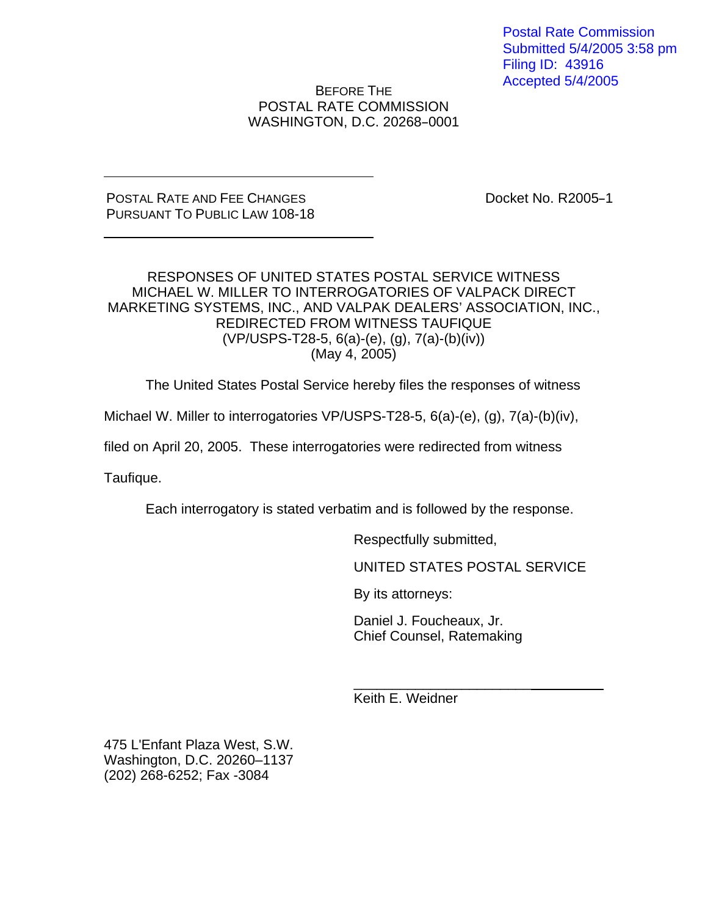Postal Rate Commission
Submitted 5/4/2005 3:58 pm
Filing ID: 43916
Accepted 5/4/2005

BEFORE THE
POSTAL RATE COMMISSION
WASHINGTON, D.C. 20268–0001

---

POSTAL RATE AND FEE CHANGES
PURSUANT TO PUBLIC LAW 108-18

Docket No. R2005–1

---

RESPONSES OF UNITED STATES POSTAL SERVICE WITNESS
MICHAEL W. MILLER TO INTERROGATORIES OF VALPACK DIRECT
MARKETING SYSTEMS, INC., AND VALPAK DEALERS' ASSOCIATION, INC.,
REDIRECTED FROM WITNESS TAUFIQUE
(VP/USPS-T28-5, 6(a)-(e), (g), 7(a)-(b)(iv))
(May 4, 2005)

The United States Postal Service hereby files the responses of witness Michael W. Miller to interrogatories VP/USPS-T28-5, 6(a)-(e), (g), 7(a)-(b)(iv), filed on April 20, 2005. These interrogatories were redirected from witness Taufique.

Each interrogatory is stated verbatim and is followed by the response.

Respectfully submitted,

UNITED STATES POSTAL SERVICE

By its attorneys:

Daniel J. Foucheaux, Jr.
Chief Counsel, Ratemaking

---

Keith E. Weidner

475 L'Enfant Plaza West, S.W.
Washington, D.C. 20260–1137
(202) 268-6252; Fax -3084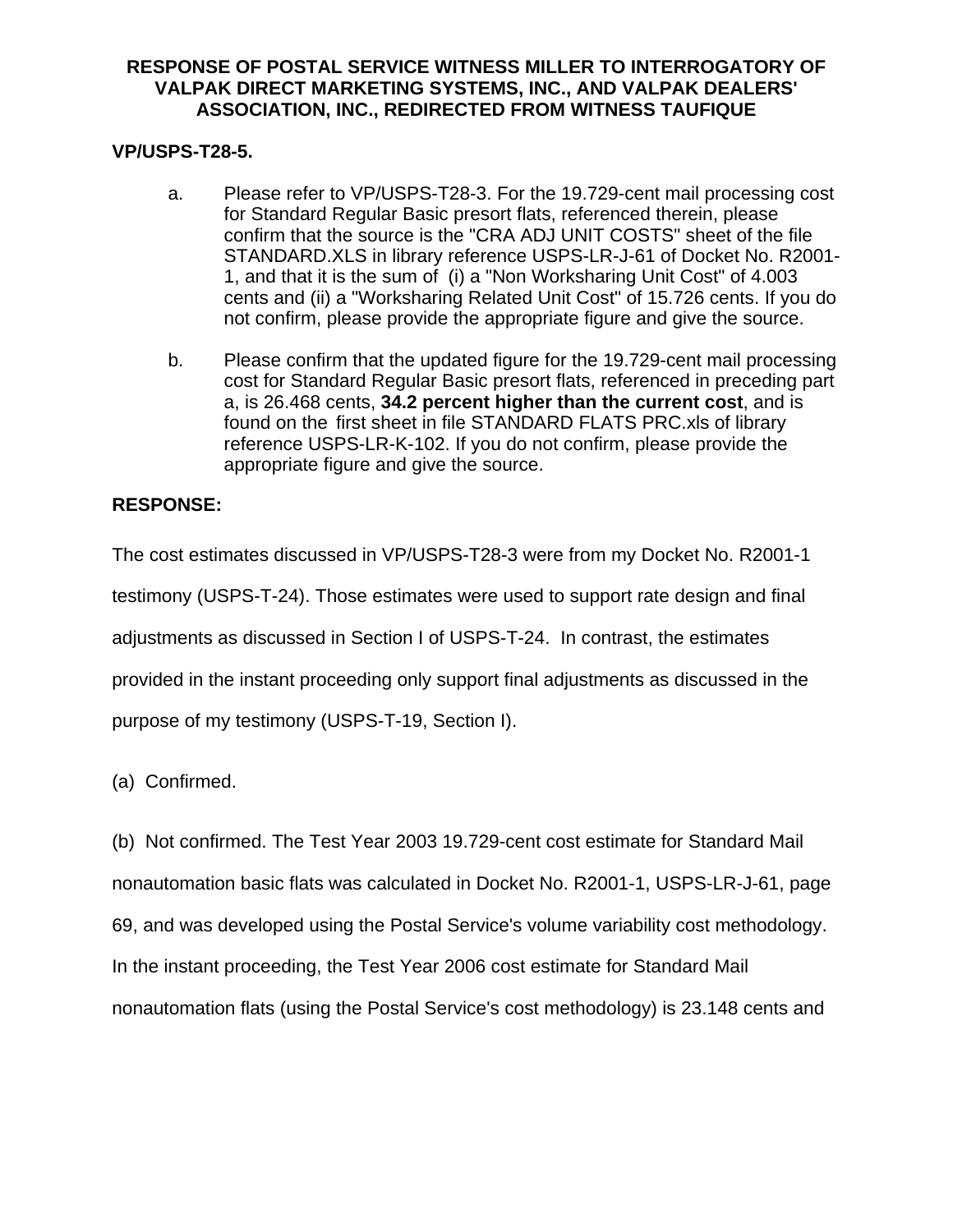**RESPONSE OF POSTAL SERVICE WITNESS MILLER TO INTERROGATORY OF VALPAK DIRECT MARKETING SYSTEMS, INC., AND VALPAK DEALERS' ASSOCIATION, INC., REDIRECTED FROM WITNESS TAUFIQUE**

**VP/USPS-T28-5.**

a. Please refer to VP/USPS-T28-3. For the 19.729-cent mail processing cost for Standard Regular Basic presort flats, referenced therein, please confirm that the source is the "CRA ADJ UNIT COSTS" sheet of the file STANDARD.XLS in library reference USPS-LR-J-61 of Docket No. R2001-1, and that it is the sum of (i) a "Non Worksharing Unit Cost" of 4.003 cents and (ii) a "Worksharing Related Unit Cost" of 15.726 cents. If you do not confirm, please provide the appropriate figure and give the source.

b. Please confirm that the updated figure for the 19.729-cent mail processing cost for Standard Regular Basic presort flats, referenced in preceding part a, is 26.468 cents, **34.2 percent higher than the current cost**, and is found on the first sheet in file STANDARD FLATS PRC.xls of library reference USPS-LR-K-102. If you do not confirm, please provide the appropriate figure and give the source.

**RESPONSE:**

The cost estimates discussed in VP/USPS-T28-3 were from my Docket No. R2001-1 testimony (USPS-T-24). Those estimates were used to support rate design and final adjustments as discussed in Section I of USPS-T-24. In contrast, the estimates provided in the instant proceeding only support final adjustments as discussed in the purpose of my testimony (USPS-T-19, Section I).

(a) Confirmed.

(b) Not confirmed. The Test Year 2003 19.729-cent cost estimate for Standard Mail nonautomation basic flats was calculated in Docket No. R2001-1, USPS-LR-J-61, page 69, and was developed using the Postal Service's volume variability cost methodology. In the instant proceeding, the Test Year 2006 cost estimate for Standard Mail nonautomation flats (using the Postal Service's cost methodology) is 23.148 cents and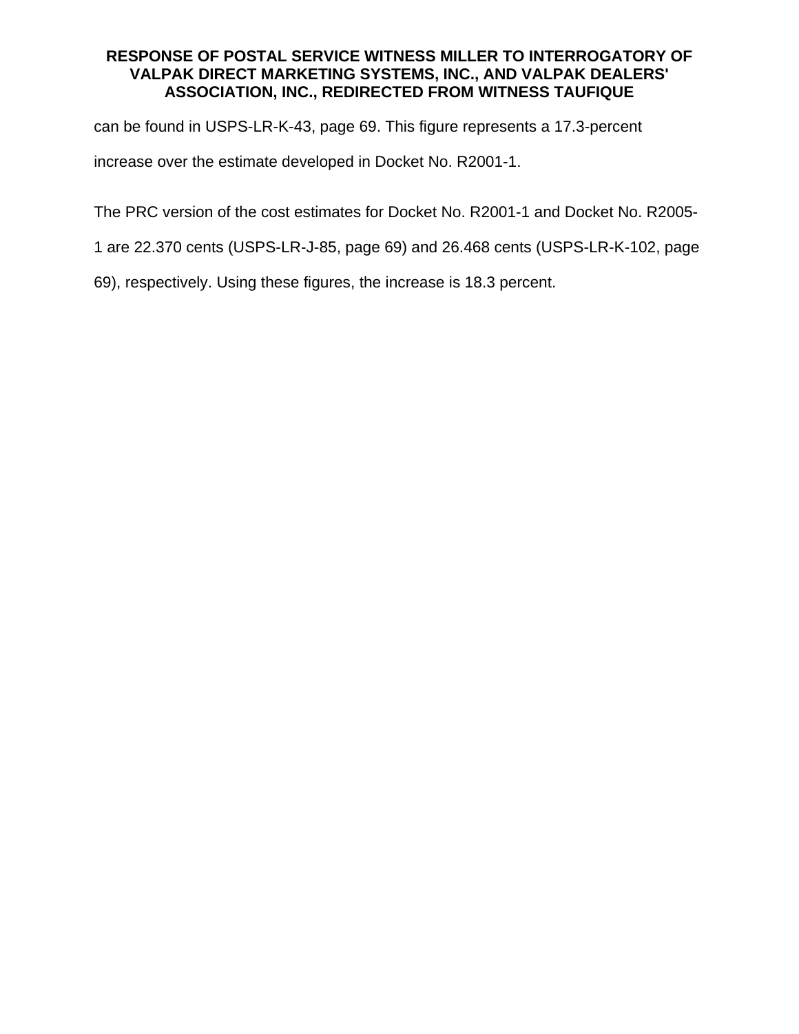can be found in USPS-LR-K-43, page 69. This figure represents a 17.3-percent increase over the estimate developed in Docket No. R2001-1.

The PRC version of the cost estimates for Docket No. R2001-1 and Docket No. R2005-1 are 22.370 cents (USPS-LR-J-85, page 69) and 26.468 cents (USPS-LR-K-102, page 69), respectively. Using these figures, the increase is 18.3 percent.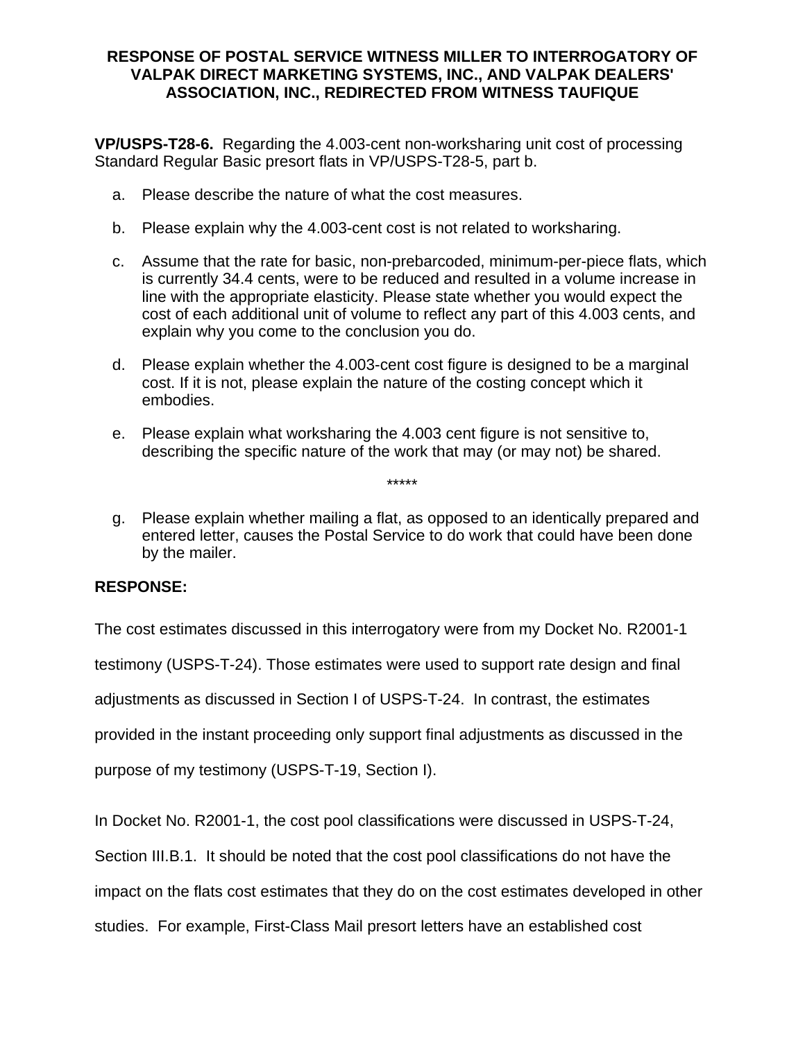**RESPONSE OF POSTAL SERVICE WITNESS MILLER TO INTERROGATORY OF VALPAK DIRECT MARKETING SYSTEMS, INC., AND VALPAK DEALERS' ASSOCIATION, INC., REDIRECTED FROM WITNESS TAUFIQUE**

**VP/USPS-T28-6.** Regarding the 4.003-cent non-worksharing unit cost of processing Standard Regular Basic presort flats in VP/USPS-T28-5, part b.

a. Please describe the nature of what the cost measures.

b. Please explain why the 4.003-cent cost is not related to worksharing.

c. Assume that the rate for basic, non-prebarcoded, minimum-per-piece flats, which is currently 34.4 cents, were to be reduced and resulted in a volume increase in line with the appropriate elasticity. Please state whether you would expect the cost of each additional unit of volume to reflect any part of this 4.003 cents, and explain why you come to the conclusion you do.

d. Please explain whether the 4.003-cent cost figure is designed to be a marginal cost. If it is not, please explain the nature of the costing concept which it embodies.

e. Please explain what worksharing the 4.003 cent figure is not sensitive to, describing the specific nature of the work that may (or may not) be shared.

*****

g. Please explain whether mailing a flat, as opposed to an identically prepared and entered letter, causes the Postal Service to do work that could have been done by the mailer.

**RESPONSE:**

The cost estimates discussed in this interrogatory were from my Docket No. R2001-1 testimony (USPS-T-24). Those estimates were used to support rate design and final adjustments as discussed in Section I of USPS-T-24. In contrast, the estimates provided in the instant proceeding only support final adjustments as discussed in the purpose of my testimony (USPS-T-19, Section I).

In Docket No. R2001-1, the cost pool classifications were discussed in USPS-T-24, Section III.B.1. It should be noted that the cost pool classifications do not have the impact on the flats cost estimates that they do on the cost estimates developed in other studies. For example, First-Class Mail presort letters have an established cost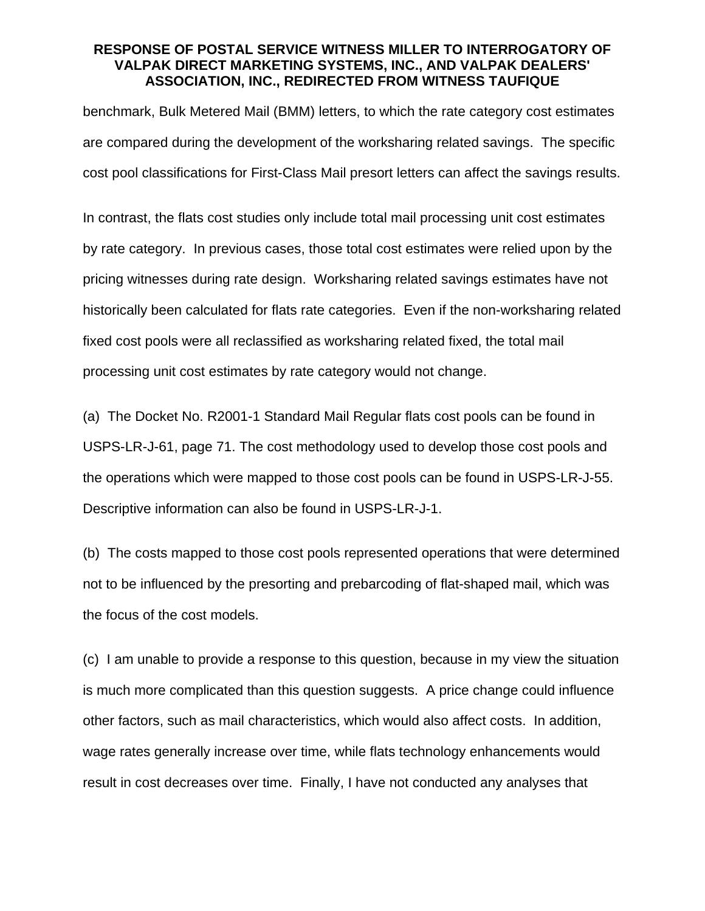benchmark, Bulk Metered Mail (BMM) letters, to which the rate category cost estimates are compared during the development of the worksharing related savings. The specific cost pool classifications for First-Class Mail presort letters can affect the savings results.

In contrast, the flats cost studies only include total mail processing unit cost estimates by rate category. In previous cases, those total cost estimates were relied upon by the pricing witnesses during rate design. Worksharing related savings estimates have not historically been calculated for flats rate categories. Even if the non-worksharing related fixed cost pools were all reclassified as worksharing related fixed, the total mail processing unit cost estimates by rate category would not change.

(a) The Docket No. R2001-1 Standard Mail Regular flats cost pools can be found in USPS-LR-J-61, page 71. The cost methodology used to develop those cost pools and the operations which were mapped to those cost pools can be found in USPS-LR-J-55. Descriptive information can also be found in USPS-LR-J-1.

(b) The costs mapped to those cost pools represented operations that were determined not to be influenced by the presorting and prebarcoding of flat-shaped mail, which was the focus of the cost models.

(c) I am unable to provide a response to this question, because in my view the situation is much more complicated than this question suggests. A price change could influence other factors, such as mail characteristics, which would also affect costs. In addition, wage rates generally increase over time, while flats technology enhancements would result in cost decreases over time. Finally, I have not conducted any analyses that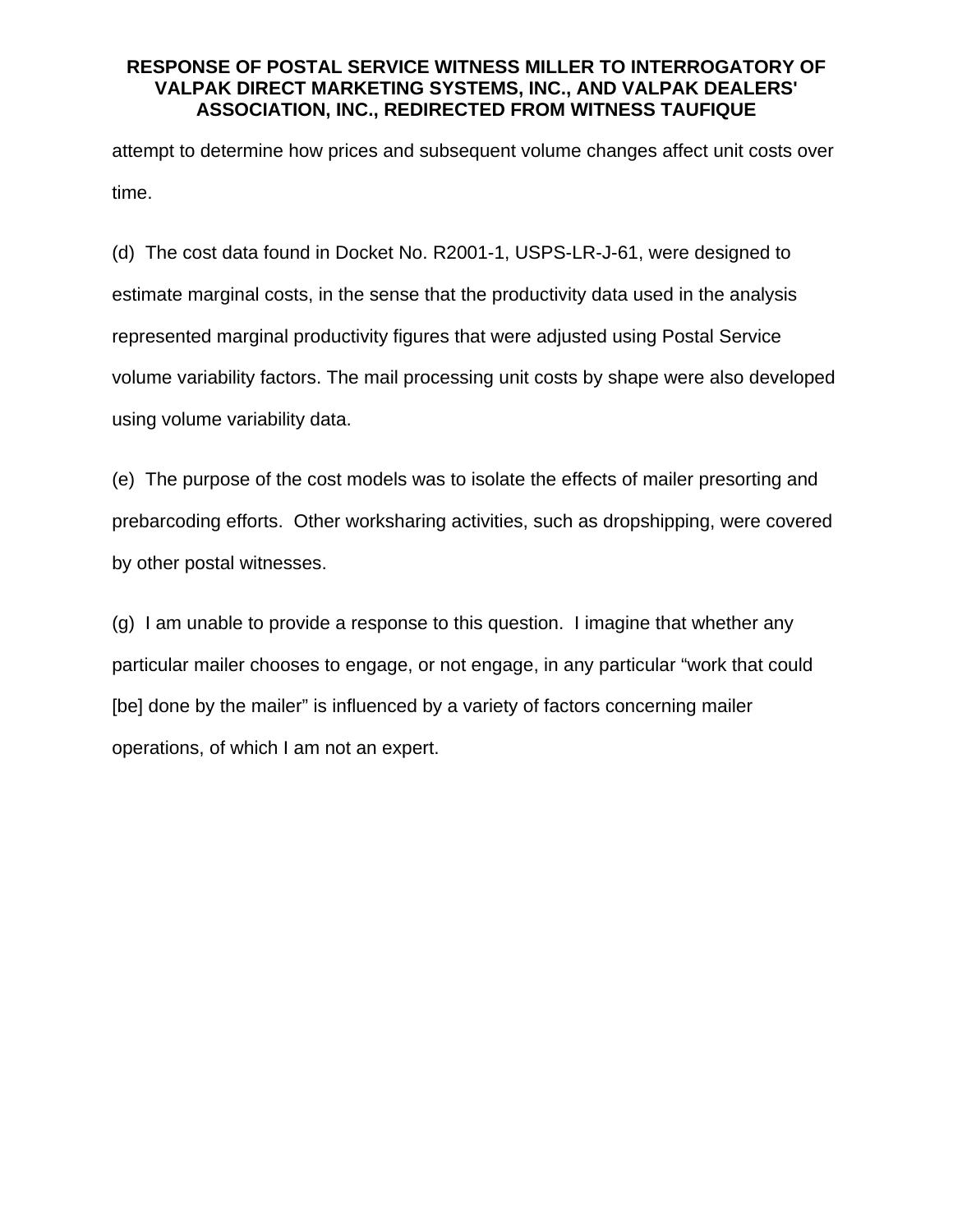attempt to determine how prices and subsequent volume changes affect unit costs over time.

(d) The cost data found in Docket No. R2001-1, USPS-LR-J-61, were designed to estimate marginal costs, in the sense that the productivity data used in the analysis represented marginal productivity figures that were adjusted using Postal Service volume variability factors. The mail processing unit costs by shape were also developed using volume variability data.

(e) The purpose of the cost models was to isolate the effects of mailer presorting and prebarcoding efforts. Other worksharing activities, such as dropshipping, were covered by other postal witnesses.

(g) I am unable to provide a response to this question. I imagine that whether any particular mailer chooses to engage, or not engage, in any particular "work that could [be] done by the mailer" is influenced by a variety of factors concerning mailer operations, of which I am not an expert.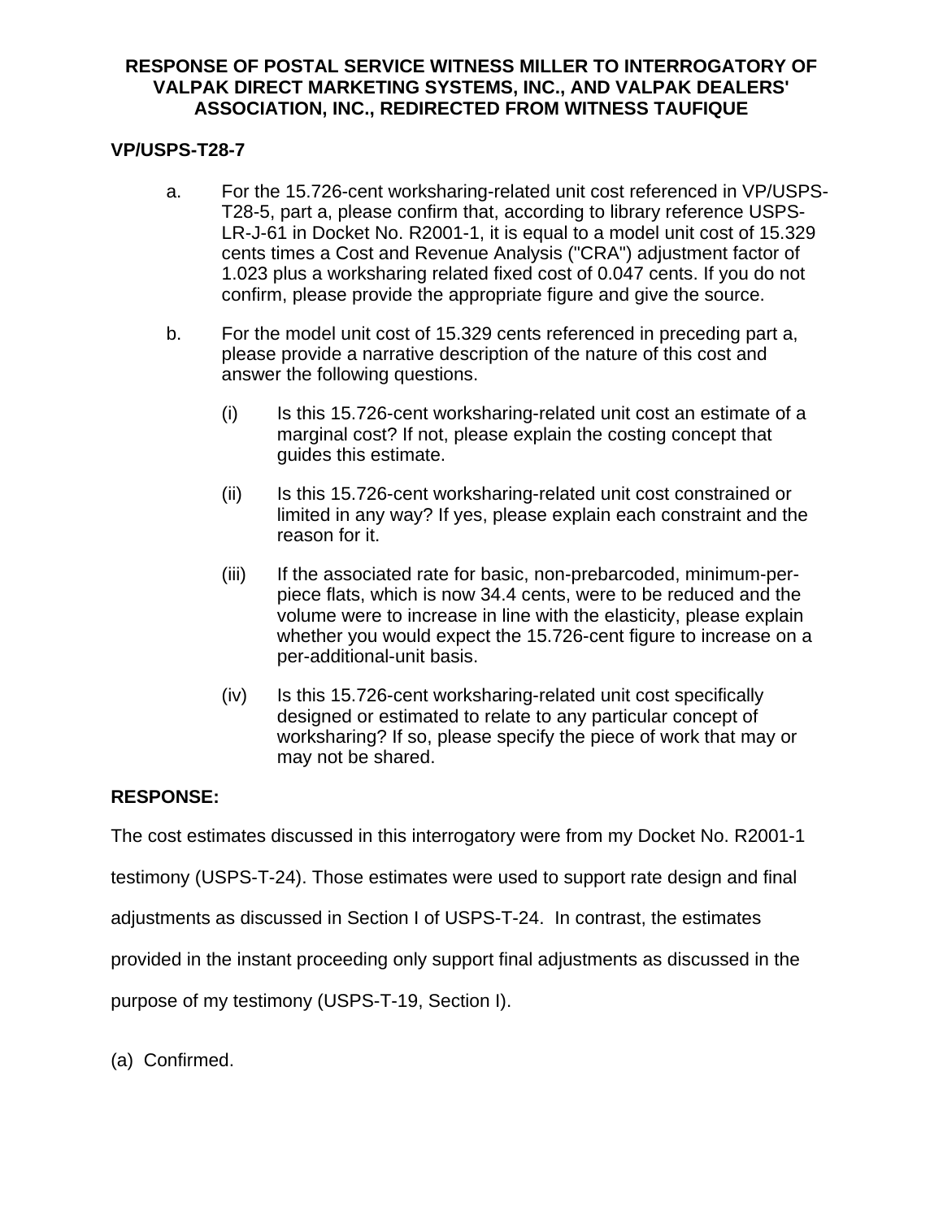**RESPONSE OF POSTAL SERVICE WITNESS MILLER TO INTERROGATORY OF VALPAK DIRECT MARKETING SYSTEMS, INC., AND VALPAK DEALERS' ASSOCIATION, INC., REDIRECTED FROM WITNESS TAUFIQUE**

**VP/USPS-T28-7**

a. For the 15.726-cent worksharing-related unit cost referenced in VP/USPS-T28-5, part a, please confirm that, according to library reference USPS-LR-J-61 in Docket No. R2001-1, it is equal to a model unit cost of 15.329 cents times a Cost and Revenue Analysis ("CRA") adjustment factor of 1.023 plus a worksharing related fixed cost of 0.047 cents. If you do not confirm, please provide the appropriate figure and give the source.

b. For the model unit cost of 15.329 cents referenced in preceding part a, please provide a narrative description of the nature of this cost and answer the following questions.

   (i) Is this 15.726-cent worksharing-related unit cost an estimate of a marginal cost? If not, please explain the costing concept that guides this estimate.

   (ii) Is this 15.726-cent worksharing-related unit cost constrained or limited in any way? If yes, please explain each constraint and the reason for it.

   (iii) If the associated rate for basic, non-prebarcoded, minimum-per-piece flats, which is now 34.4 cents, were to be reduced and the volume were to increase in line with the elasticity, please explain whether you would expect the 15.726-cent figure to increase on a per-additional-unit basis.

   (iv) Is this 15.726-cent worksharing-related unit cost specifically designed or estimated to relate to any particular concept of worksharing? If so, please specify the piece of work that may or may not be shared.

**RESPONSE:**

The cost estimates discussed in this interrogatory were from my Docket No. R2001-1 testimony (USPS-T-24). Those estimates were used to support rate design and final adjustments as discussed in Section I of USPS-T-24. In contrast, the estimates provided in the instant proceeding only support final adjustments as discussed in the purpose of my testimony (USPS-T-19, Section I).

(a) Confirmed.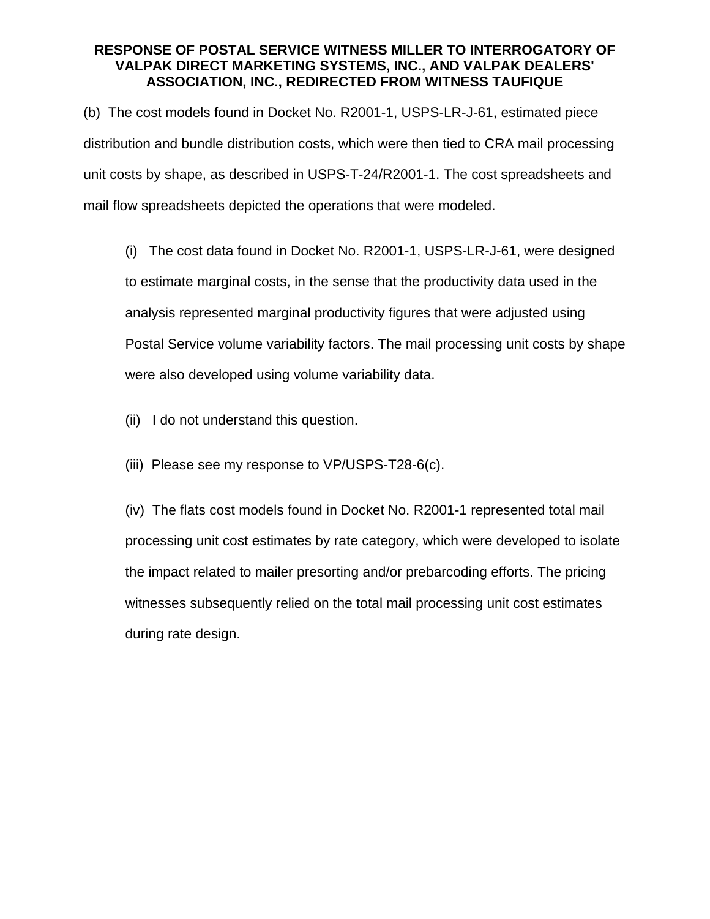**RESPONSE OF POSTAL SERVICE WITNESS MILLER TO INTERROGATORY OF VALPAK DIRECT MARKETING SYSTEMS, INC., AND VALPAK DEALERS' ASSOCIATION, INC., REDIRECTED FROM WITNESS TAUFIQUE**

(b) The cost models found in Docket No. R2001-1, USPS-LR-J-61, estimated piece distribution and bundle distribution costs, which were then tied to CRA mail processing unit costs by shape, as described in USPS-T-24/R2001-1. The cost spreadsheets and mail flow spreadsheets depicted the operations that were modeled.

(i) The cost data found in Docket No. R2001-1, USPS-LR-J-61, were designed to estimate marginal costs, in the sense that the productivity data used in the analysis represented marginal productivity figures that were adjusted using Postal Service volume variability factors. The mail processing unit costs by shape were also developed using volume variability data.

(ii) I do not understand this question.

(iii) Please see my response to VP/USPS-T28-6(c).

(iv) The flats cost models found in Docket No. R2001-1 represented total mail processing unit cost estimates by rate category, which were developed to isolate the impact related to mailer presorting and/or prebarcoding efforts. The pricing witnesses subsequently relied on the total mail processing unit cost estimates during rate design.